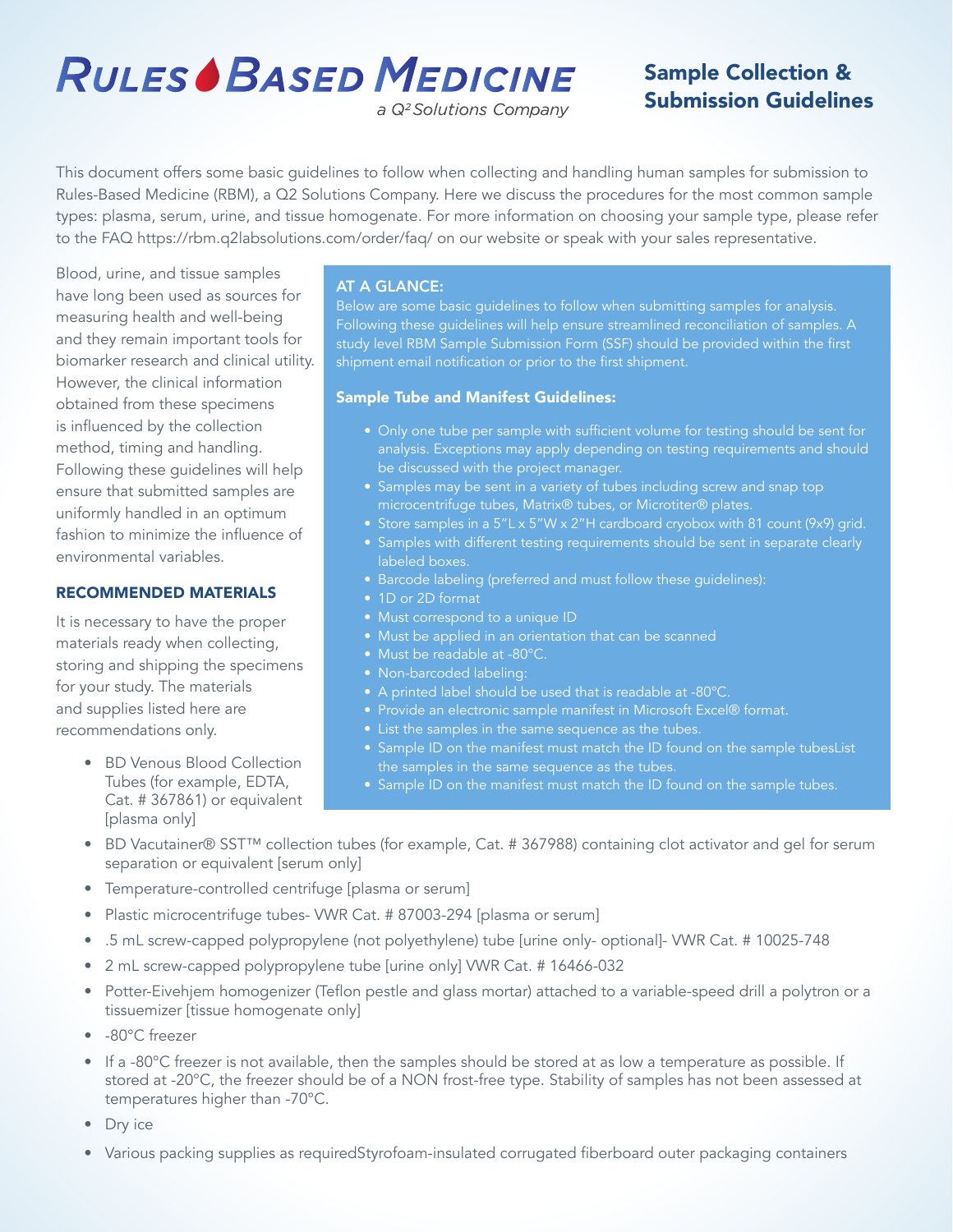# Rules Based Medicine

*a Q² Solutions Company*

## Sample Collection & Submission Guidelines

This document offers some basic guidelines to follow when collecting and handling human samples for submission to Rules-Based Medicine (RBM), a Q2 Solutions Company. Here we discuss the procedures for the most common sample types: plasma, serum, urine, and tissue homogenate. For more information on choosing your sample type, please refer to the FAQ https://rbm.q2labsolutions.com/order/faq/ on our website or speak with your sales representative.

Blood, urine, and tissue samples have long been used as sources for measuring health and well-being and they remain important tools for biomarker research and clinical utility. However, the clinical information obtained from these specimens is influenced by the collection method, timing and handling. Following these guidelines will help ensure that submitted samples are uniformly handled in an optimum fashion to minimize the influence of environmental variables.

### AT A GLANCE:

Below are some basic guidelines to follow when submitting samples for analysis. Following these guidelines will help ensure streamlined reconciliation of samples. A study level RBM Sample Submission Form (SSF) should be provided within the first shipment email notification or prior to the first shipment.

#### Sample Tube and Manifest Guidelines:

- Only one tube per sample with sufficient volume for testing should be sent for analysis. Exceptions may apply depending on testing requirements and should be discussed with the project manager.
- Samples may be sent in a variety of tubes including screw and snap top microcentrifuge tubes, Matrix® tubes, or Microtiter® plates.
- Store samples in a 5"L x 5"W x 2"H cardboard cryobox with 81 count (9x9) grid.
- Samples with different testing requirements should be sent in separate clearly labeled boxes.
- Barcode labeling (preferred and must follow these guidelines):
- 1D or 2D format
- Must correspond to a unique ID
- Must be applied in an orientation that can be scanned
- Must be readable at -80°C.
- Non-barcoded labeling:
- A printed label should be used that is readable at -80°C.
- Provide an electronic sample manifest in Microsoft Excel® format.
- List the samples in the same sequence as the tubes.
- Sample ID on the manifest must match the ID found on the sample tubesList the samples in the same sequence as the tubes.
- Sample ID on the manifest must match the ID found on the sample tubes.

### RECOMMENDED MATERIALS

It is necessary to have the proper materials ready when collecting, storing and shipping the specimens for your study. The materials and supplies listed here are recommendations only.

- BD Venous Blood Collection Tubes (for example, EDTA, Cat. # 367861) or equivalent [plasma only]
- BD Vacutainer® SST™ collection tubes (for example, Cat. # 367988) containing clot activator and gel for serum separation or equivalent [serum only]
- Temperature-controlled centrifuge [plasma or serum]
- Plastic microcentrifuge tubes- VWR Cat. # 87003-294 [plasma or serum]
- .5 mL screw-capped polypropylene (not polyethylene) tube [urine only- optional]- VWR Cat. # 10025-748
- 2 mL screw-capped polypropylene tube [urine only] VWR Cat. # 16466-032
- Potter-Eivehjem homogenizer (Teflon pestle and glass mortar) attached to a variable-speed drill a polytron or a tissuemizer [tissue homogenate only]
- -80°C freezer
- If a -80°C freezer is not available, then the samples should be stored at as low a temperature as possible. If stored at -20°C, the freezer should be of a NON frost-free type. Stability of samples has not been assessed at temperatures higher than -70°C.
- Dry ice
- Various packing supplies as requiredStyrofoam-insulated corrugated fiberboard outer packaging containers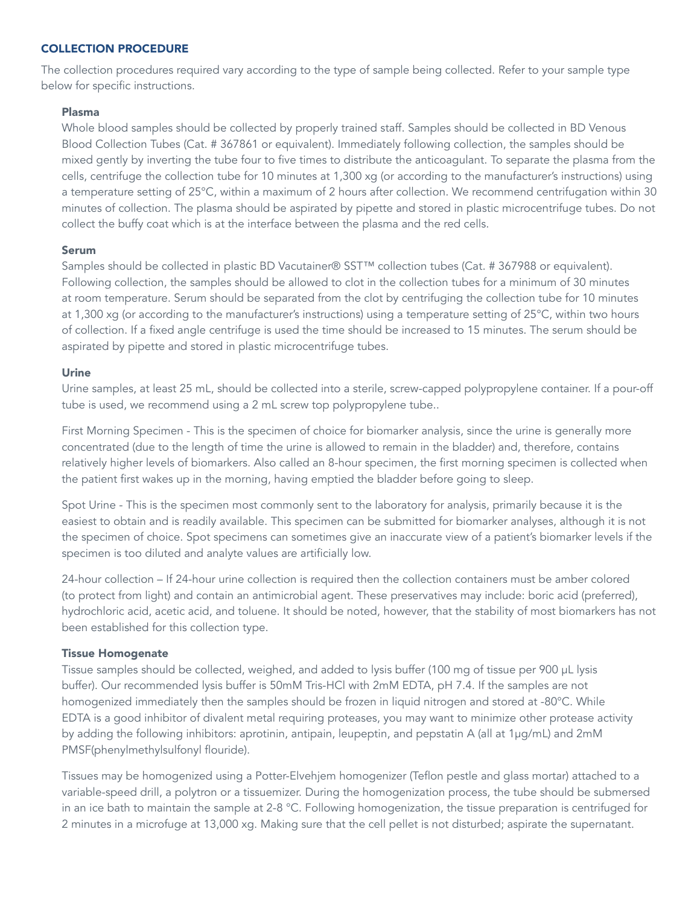## COLLECTION PROCEDURE

The collection procedures required vary according to the type of sample being collected. Refer to your sample type below for specific instructions.

### Plasma

Whole blood samples should be collected by properly trained staff. Samples should be collected in BD Venous Blood Collection Tubes (Cat. # 367861 or equivalent). Immediately following collection, the samples should be mixed gently by inverting the tube four to five times to distribute the anticoagulant. To separate the plasma from the cells, centrifuge the collection tube for 10 minutes at 1,300 xg (or according to the manufacturer's instructions) using a temperature setting of 25°C, within a maximum of 2 hours after collection. We recommend centrifugation within 30 minutes of collection. The plasma should be aspirated by pipette and stored in plastic microcentrifuge tubes. Do not collect the buffy coat which is at the interface between the plasma and the red cells.

### Serum

Samples should be collected in plastic BD Vacutainer® SST™ collection tubes (Cat. # 367988 or equivalent). Following collection, the samples should be allowed to clot in the collection tubes for a minimum of 30 minutes at room temperature. Serum should be separated from the clot by centrifuging the collection tube for 10 minutes at 1,300 xg (or according to the manufacturer's instructions) using a temperature setting of 25°C, within two hours of collection. If a fixed angle centrifuge is used the time should be increased to 15 minutes. The serum should be aspirated by pipette and stored in plastic microcentrifuge tubes.

### Urine

Urine samples, at least 25 mL, should be collected into a sterile, screw-capped polypropylene container. If a pour-off tube is used, we recommend using a 2 mL screw top polypropylene tube..

First Morning Specimen - This is the specimen of choice for biomarker analysis, since the urine is generally more concentrated (due to the length of time the urine is allowed to remain in the bladder) and, therefore, contains relatively higher levels of biomarkers. Also called an 8-hour specimen, the first morning specimen is collected when the patient first wakes up in the morning, having emptied the bladder before going to sleep.

Spot Urine - This is the specimen most commonly sent to the laboratory for analysis, primarily because it is the easiest to obtain and is readily available. This specimen can be submitted for biomarker analyses, although it is not the specimen of choice. Spot specimens can sometimes give an inaccurate view of a patient's biomarker levels if the specimen is too diluted and analyte values are artificially low.

24-hour collection – If 24-hour urine collection is required then the collection containers must be amber colored (to protect from light) and contain an antimicrobial agent. These preservatives may include: boric acid (preferred), hydrochloric acid, acetic acid, and toluene. It should be noted, however, that the stability of most biomarkers has not been established for this collection type.

### Tissue Homogenate

Tissue samples should be collected, weighed, and added to lysis buffer (100 mg of tissue per 900 µL lysis buffer). Our recommended lysis buffer is 50mM Tris-HCl with 2mM EDTA, pH 7.4. If the samples are not homogenized immediately then the samples should be frozen in liquid nitrogen and stored at -80°C. While EDTA is a good inhibitor of divalent metal requiring proteases, you may want to minimize other protease activity by adding the following inhibitors: aprotinin, antipain, leupeptin, and pepstatin A (all at 1µg/mL) and 2mM PMSF(phenylmethylsulfonyl flouride).

Tissues may be homogenized using a Potter-Elvehjem homogenizer (Teflon pestle and glass mortar) attached to a variable-speed drill, a polytron or a tissuemizer. During the homogenization process, the tube should be submersed in an ice bath to maintain the sample at 2-8 °C. Following homogenization, the tissue preparation is centrifuged for 2 minutes in a microfuge at 13,000 xg. Making sure that the cell pellet is not disturbed; aspirate the supernatant.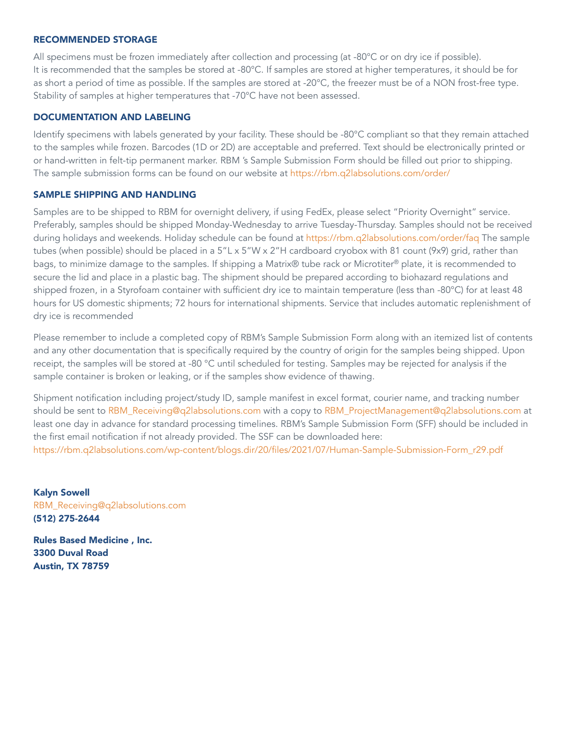## RECOMMENDED STORAGE

All specimens must be frozen immediately after collection and processing (at -80°C or on dry ice if possible). It is recommended that the samples be stored at -80°C. If samples are stored at higher temperatures, it should be for as short a period of time as possible. If the samples are stored at -20°C, the freezer must be of a NON frost-free type. Stability of samples at higher temperatures that -70°C have not been assessed.

## DOCUMENTATION AND LABELING

Identify specimens with labels generated by your facility. These should be -80°C compliant so that they remain attached to the samples while frozen. Barcodes (1D or 2D) are acceptable and preferred. Text should be electronically printed or or hand-written in felt-tip permanent marker. RBM 's Sample Submission Form should be filled out prior to shipping. The sample submission forms can be found on our website at https://rbm.q2labsolutions.com/order/

## SAMPLE SHIPPING AND HANDLING

Samples are to be shipped to RBM for overnight delivery, if using FedEx, please select "Priority Overnight" service. Preferably, samples should be shipped Monday-Wednesday to arrive Tuesday-Thursday. Samples should not be received during holidays and weekends. Holiday schedule can be found at https://rbm.q2labsolutions.com/order/faq The sample tubes (when possible) should be placed in a 5"L x 5"W x 2"H cardboard cryobox with 81 count (9x9) grid, rather than bags, to minimize damage to the samples. If shipping a Matrix® tube rack or Microtiter® plate, it is recommended to secure the lid and place in a plastic bag. The shipment should be prepared according to biohazard regulations and shipped frozen, in a Styrofoam container with sufficient dry ice to maintain temperature (less than -80°C) for at least 48 hours for US domestic shipments; 72 hours for international shipments. Service that includes automatic replenishment of dry ice is recommended

Please remember to include a completed copy of RBM's Sample Submission Form along with an itemized list of contents and any other documentation that is specifically required by the country of origin for the samples being shipped. Upon receipt, the samples will be stored at -80 °C until scheduled for testing. Samples may be rejected for analysis if the sample container is broken or leaking, or if the samples show evidence of thawing.

Shipment notification including project/study ID, sample manifest in excel format, courier name, and tracking number should be sent to RBM_Receiving@q2labsolutions.com with a copy to RBM_ProjectManagement@q2labsolutions.com at least one day in advance for standard processing timelines. RBM's Sample Submission Form (SFF) should be included in the first email notification if not already provided. The SSF can be downloaded here: https://rbm.q2labsolutions.com/wp-content/blogs.dir/20/files/2021/07/Human-Sample-Submission-Form_r29.pdf

**Kalyn Sowell**
RBM_Receiving@q2labsolutions.com
**(512) 275-2644**

**Rules Based Medicine , Inc.**
**3300 Duval Road**
**Austin, TX 78759**